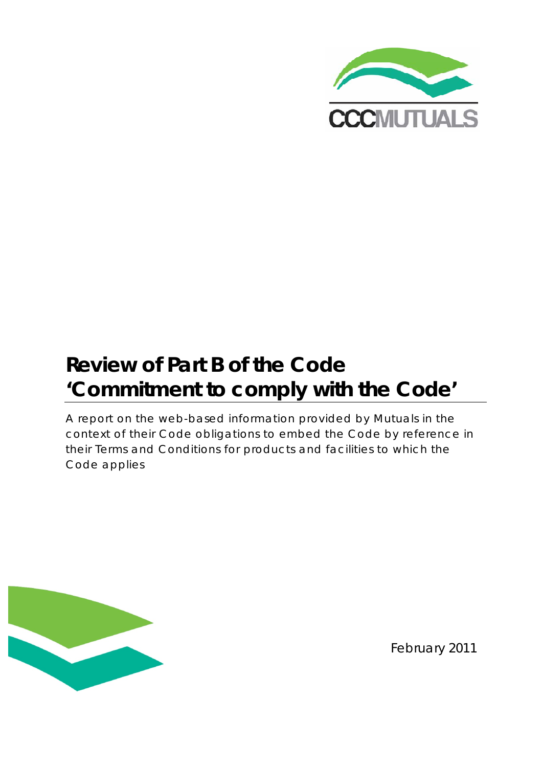CCCMUTUALS

# Review of Part B of the Code 'Commitment to comply with the Code'

A report on the web-based information provided by Mutuals in the context of their Code obligations to embed the Code by reference in their Terms and Conditions for products and facilities to which the Code applies

February 2011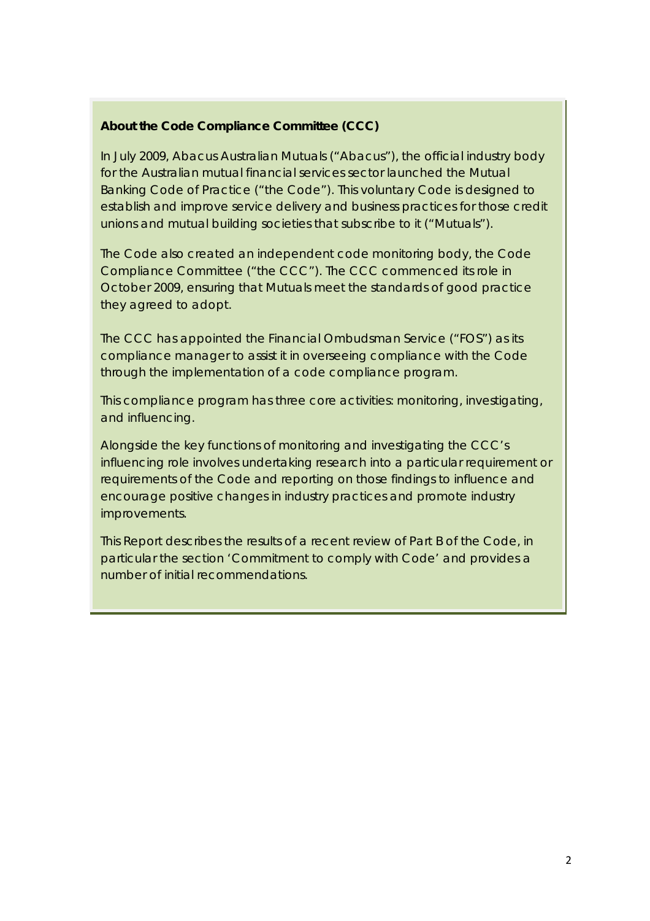**About the Code Compliance Committee (CCC)**

In July 2009, Abacus Australian Mutuals ("Abacus"), the official industry body for the Australian mutual financial services sector launched the Mutual Banking Code of Practice ("the Code"). This voluntary Code is designed to establish and improve service delivery and business practices for those credit unions and mutual building societies that subscribe to it ("Mutuals").

The Code also created an independent code monitoring body, the Code Compliance Committee ("the CCC"). The CCC commenced its role in October 2009, ensuring that Mutuals meet the standards of good practice they agreed to adopt.

The CCC has appointed the Financial Ombudsman Service ("FOS") as its compliance manager to assist it in overseeing compliance with the Code through the implementation of a code compliance program.

This compliance program has three core activities: monitoring, investigating, and influencing.

Alongside the key functions of monitoring and investigating the CCC's influencing role involves undertaking research into a particular requirement or requirements of the Code and reporting on those findings to influence and encourage positive changes in industry practices and promote industry improvements.

This Report describes the results of a recent review of Part B of the Code, in particular the section 'Commitment to comply with Code' and provides a number of initial recommendations.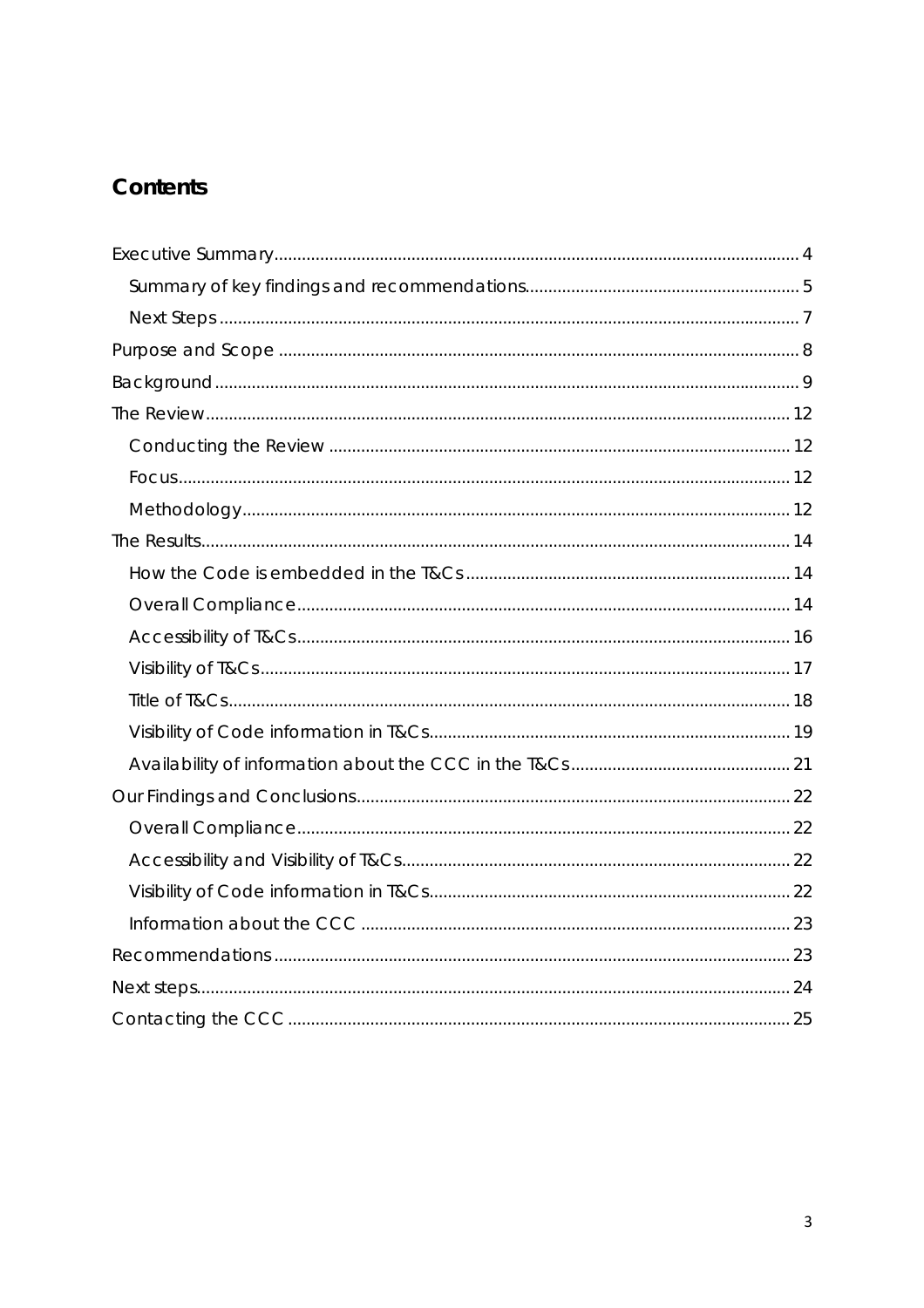# Contents

- Executive Summary ... 4
  - Summary of key findings and recommendations ... 5
  - Next Steps ... 7
- Purpose and Scope ... 8
- Background ... 9
- The Review ... 12
  - Conducting the Review ... 12
  - Focus ... 12
  - Methodology ... 12
- The Results ... 14
  - How the Code is embedded in the T&Cs ... 14
  - Overall Compliance ... 14
  - Accessibility of T&Cs ... 16
  - Visibility of T&Cs ... 17
  - Title of T&Cs ... 18
  - Visibility of Code information in T&Cs ... 19
  - Availability of information about the CCC in the T&Cs ... 21
- Our Findings and Conclusions ... 22
  - Overall Compliance ... 22
  - Accessibility and Visibility of T&Cs ... 22
  - Visibility of Code information in T&Cs ... 22
  - Information about the CCC ... 23
- Recommendations ... 23
- Next steps ... 24
- Contacting the CCC ... 25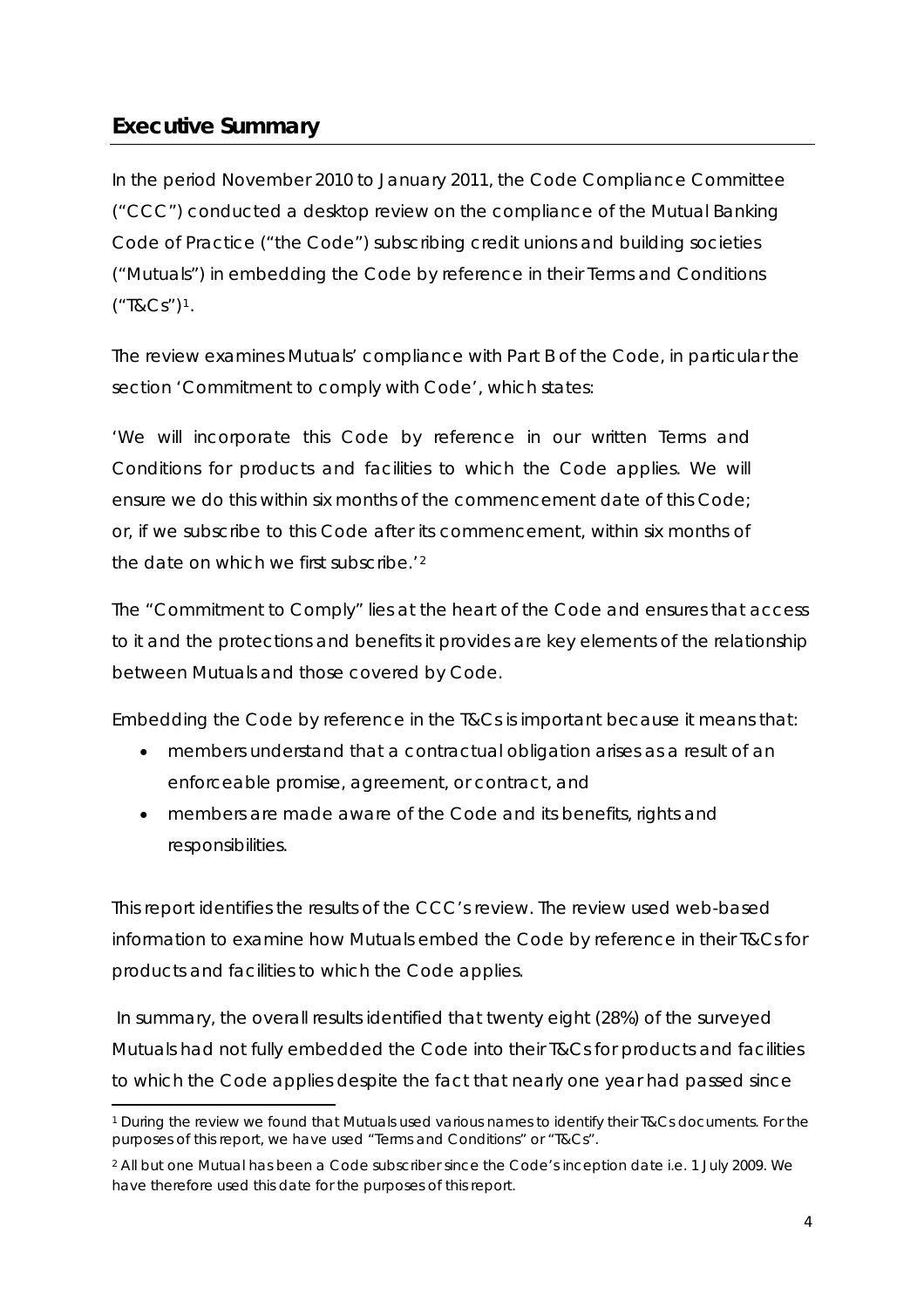## Executive Summary

In the period November 2010 to January 2011, the Code Compliance Committee ("CCC") conducted a desktop review on the compliance of the Mutual Banking Code of Practice ("the Code") subscribing credit unions and building societies ("Mutuals") in embedding the Code by reference in their Terms and Conditions ("T&Cs")[1].

The review examines Mutuals' compliance with Part B of the Code, in particular the section 'Commitment to comply with Code', which states:

'We will incorporate this Code by reference in our written Terms and Conditions for products and facilities to which the Code applies. We will ensure we do this within six months of the commencement date of this Code; or, if we subscribe to this Code after its commencement, within six months of the date on which we first subscribe.'[2]

The "Commitment to Comply" lies at the heart of the Code and ensures that access to it and the protections and benefits it provides are key elements of the relationship between Mutuals and those covered by Code.

Embedding the Code by reference in the T&Cs is important because it means that:

- members understand that a contractual obligation arises as a result of an enforceable promise, agreement, or contract, and
- members are made aware of the Code and its benefits, rights and responsibilities.

This report identifies the results of the CCC's review. The review used web-based information to examine how Mutuals embed the Code by reference in their T&Cs for products and facilities to which the Code applies.

In summary, the overall results identified that twenty eight (28%) of the surveyed Mutuals had not fully embedded the Code into their T&Cs for products and facilities to which the Code applies despite the fact that nearly one year had passed since

[1] During the review we found that Mutuals used various names to identify their T&Cs documents. For the purposes of this report, we have used "Terms and Conditions" or "T&Cs".

[2] All but one Mutual has been a Code subscriber since the Code's inception date i.e. 1 July 2009. We have therefore used this date for the purposes of this report.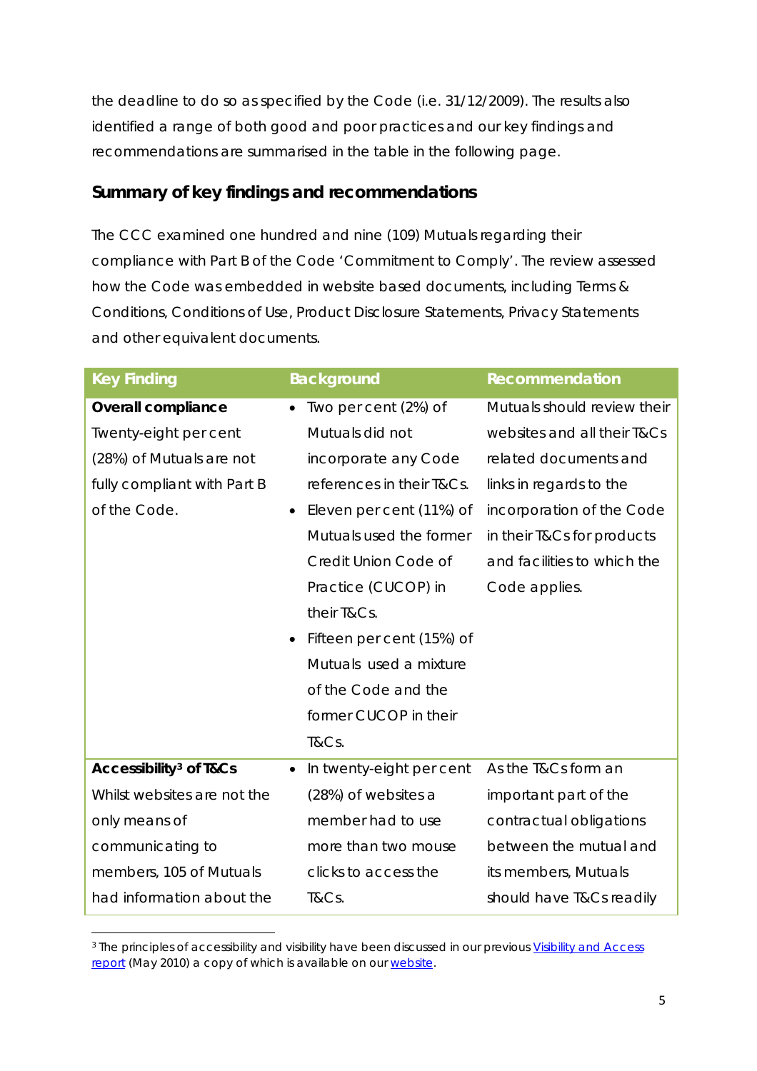the deadline to do so as specified by the Code (i.e. 31/12/2009). The results also identified a range of both good and poor practices and our key findings and recommendations are summarised in the table in the following page.

## Summary of key findings and recommendations

The CCC examined one hundred and nine (109) Mutuals regarding their compliance with Part B of the Code 'Commitment to Comply'. The review assessed how the Code was embedded in website based documents, including Terms & Conditions, Conditions of Use, Product Disclosure Statements, Privacy Statements and other equivalent documents.

| Key Finding | Background | Recommendation |
|---|---|---|
| **Overall compliance**<br>Twenty-eight per cent (28%) of Mutuals are not fully compliant with Part B of the Code. | • Two per cent (2%) of Mutuals did not incorporate any Code references in their T&Cs.<br>• Eleven per cent (11%) of Mutuals used the former Credit Union Code of Practice (CUCOP) in their T&Cs.<br>• Fifteen per cent (15%) of Mutuals used a mixture of the Code and the former CUCOP in their T&Cs. | Mutuals should review their websites and all their T&Cs related documents and links in regards to the incorporation of the Code in their T&Cs for products and facilities to which the Code applies. |
| **Accessibility[3] of T&Cs**<br>Whilst websites are not the only means of communicating to members, 105 of Mutuals had information about the | • In twenty-eight per cent (28%) of websites a member had to use more than two mouse clicks to access the T&Cs. | As the T&Cs form an important part of the contractual obligations between the mutual and its members, Mutuals should have T&Cs readily |

[3] The principles of accessibility and visibility have been discussed in our previous Visibility and Access report (May 2010) a copy of which is available on our website.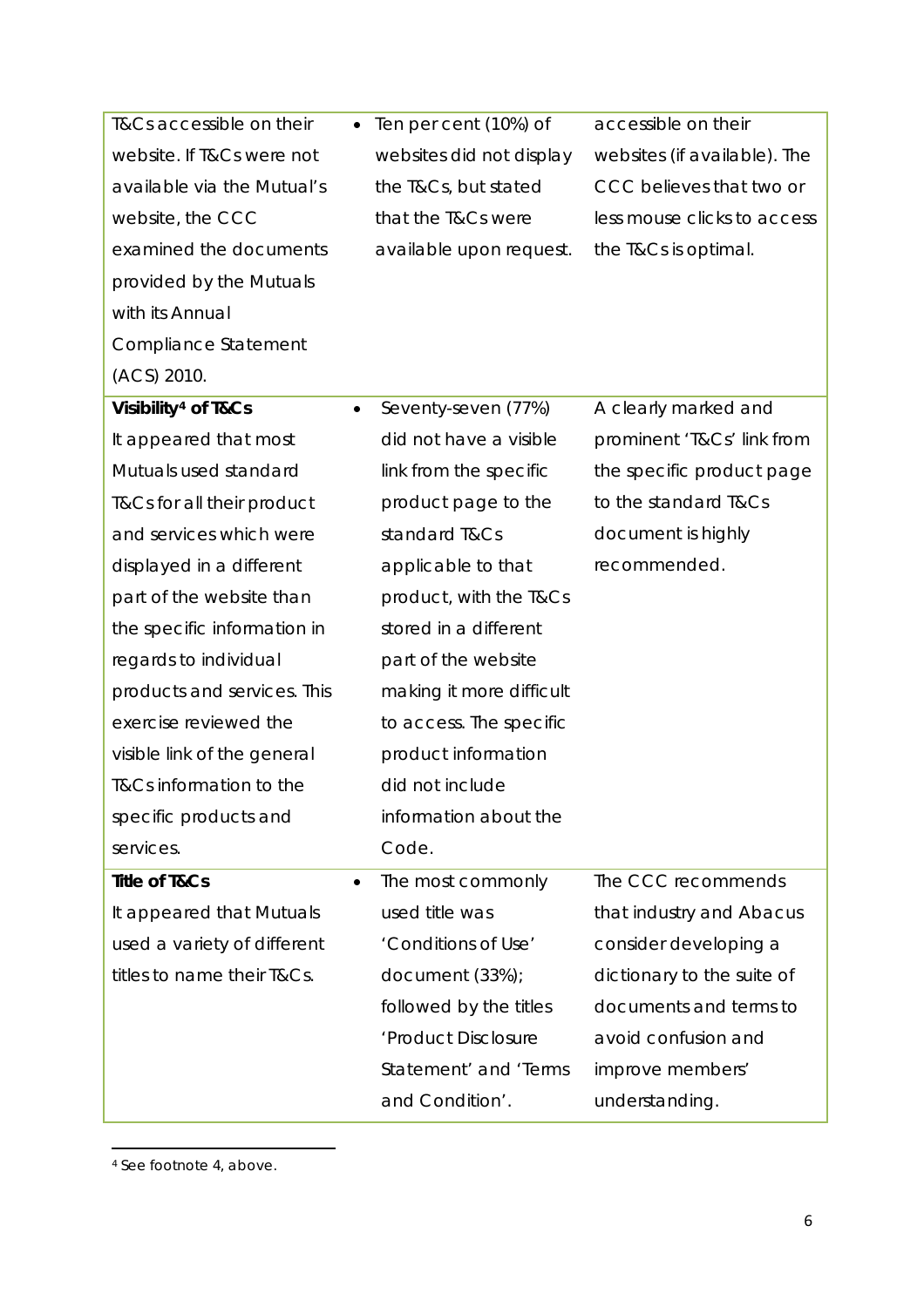| | | |
|---|---|---|
| T&Cs accessible on their website. If T&Cs were not available via the Mutual's website, the CCC examined the documents provided by the Mutuals with its Annual Compliance Statement (ACS) 2010. | • Ten per cent (10%) of websites did not display the T&Cs, but stated that the T&Cs were available upon request. | accessible on their websites (if available). The CCC believes that two or less mouse clicks to access the T&Cs is optimal. |
| **Visibility[4] of T&Cs**<br>It appeared that most Mutuals used standard T&Cs for all their product and services which were displayed in a different part of the website than the specific information in regards to individual products and services. This exercise reviewed the visible link of the general T&Cs information to the specific products and services. | • Seventy-seven (77%) did not have a visible link from the specific product page to the standard T&Cs applicable to that product, with the T&Cs stored in a different part of the website making it more difficult to access. The specific product information did not include information about the Code. | A clearly marked and prominent 'T&Cs' link from the specific product page to the standard T&Cs document is highly recommended. |
| **Title of T&Cs**<br>It appeared that Mutuals used a variety of different titles to name their T&Cs. | • The most commonly used title was 'Conditions of Use' document (33%); followed by the titles 'Product Disclosure Statement' and 'Terms and Condition'. | The CCC recommends that industry and Abacus consider developing a dictionary to the suite of documents and terms to avoid confusion and improve members' understanding. |

[4] See footnote 4, above.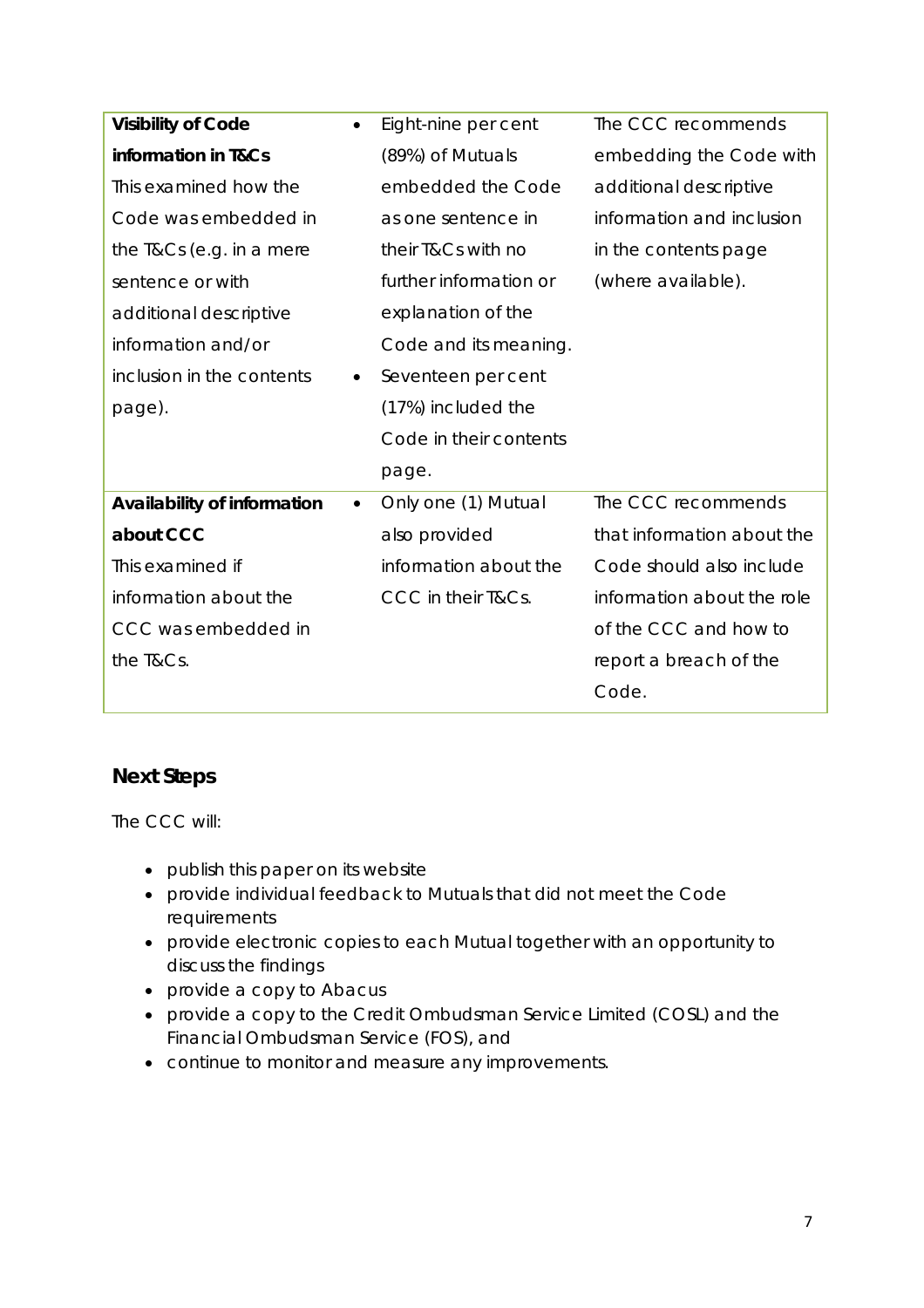| | | |
|---|---|---|
| **Visibility of Code information in T&Cs**<br>This examined how the Code was embedded in the T&Cs (e.g. in a mere sentence or with additional descriptive information and/or inclusion in the contents page). | • Eight-nine per cent (89%) of Mutuals embedded the Code as one sentence in their T&Cs with no further information or explanation of the Code and its meaning.<br>• Seventeen per cent (17%) included the Code in their contents page. | The CCC recommends embedding the Code with additional descriptive information and inclusion in the contents page (where available). |
| **Availability of information about CCC**<br>This examined if information about the CCC was embedded in the T&Cs. | • Only one (1) Mutual also provided information about the CCC in their T&Cs. | The CCC recommends that information about the Code should also include information about the role of the CCC and how to report a breach of the Code. |

## Next Steps

The CCC will:

- publish this paper on its website
- provide individual feedback to Mutuals that did not meet the Code requirements
- provide electronic copies to each Mutual together with an opportunity to discuss the findings
- provide a copy to Abacus
- provide a copy to the Credit Ombudsman Service Limited (COSL) and the Financial Ombudsman Service (FOS), and
- continue to monitor and measure any improvements.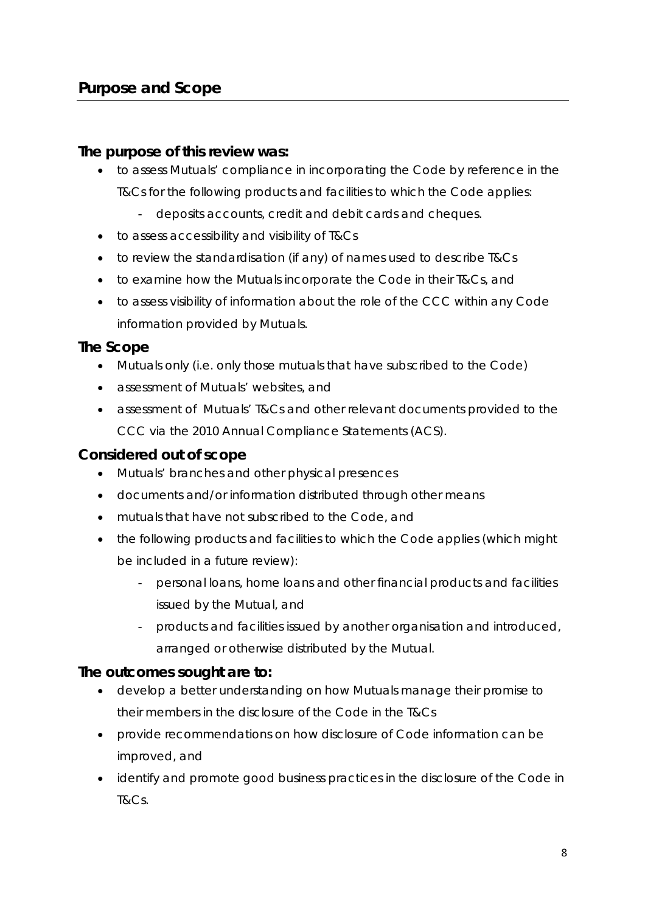## Purpose and Scope

### The purpose of this review was:

- to assess Mutuals' compliance in incorporating the Code by reference in the T&Cs for the following products and facilities to which the Code applies:
    - deposits accounts, credit and debit cards and cheques.
- to assess accessibility and visibility of T&Cs
- to review the standardisation (if any) of names used to describe T&Cs
- to examine how the Mutuals incorporate the Code in their T&Cs, and
- to assess visibility of information about the role of the CCC within any Code information provided by Mutuals.

### The Scope

- Mutuals only (i.e. only those mutuals that have subscribed to the Code)
- assessment of Mutuals' websites, and
- assessment of Mutuals' T&Cs and other relevant documents provided to the CCC via the 2010 Annual Compliance Statements (ACS).

### Considered out of scope

- Mutuals' branches and other physical presences
- documents and/or information distributed through other means
- mutuals that have not subscribed to the Code, and
- the following products and facilities to which the Code applies (which might be included in a future review):
    - personal loans, home loans and other financial products and facilities issued by the Mutual, and
    - products and facilities issued by another organisation and introduced, arranged or otherwise distributed by the Mutual.

### The outcomes sought are to:

- develop a better understanding on how Mutuals manage their promise to their members in the disclosure of the Code in the T&Cs
- provide recommendations on how disclosure of Code information can be improved, and
- identify and promote good business practices in the disclosure of the Code in T&Cs.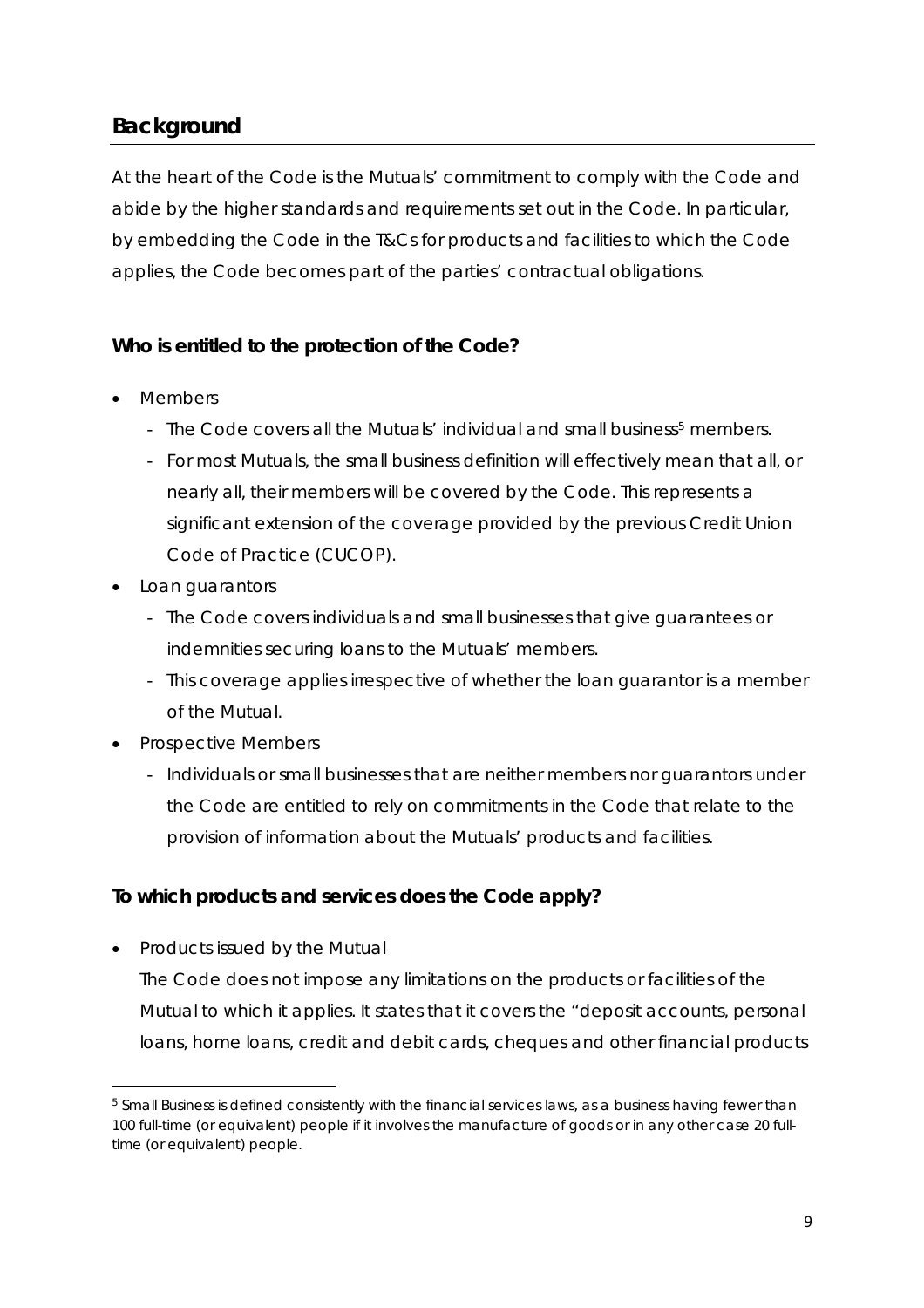## Background

At the heart of the Code is the Mutuals' commitment to comply with the Code and abide by the higher standards and requirements set out in the Code. In particular, by embedding the Code in the T&Cs for products and facilities to which the Code applies, the Code becomes part of the parties' contractual obligations.

### Who is entitled to the protection of the Code?

- Members
  - The Code covers all the Mutuals' individual and small business[5] members.
  - For most Mutuals, the small business definition will effectively mean that all, or nearly all, their members will be covered by the Code. This represents a significant extension of the coverage provided by the previous Credit Union Code of Practice (CUCOP).
- Loan guarantors
  - The Code covers individuals and small businesses that give guarantees or indemnities securing loans to the Mutuals' members.
  - This coverage applies irrespective of whether the loan guarantor is a member of the Mutual.
- Prospective Members
  - Individuals or small businesses that are neither members nor guarantors under the Code are entitled to rely on commitments in the Code that relate to the provision of information about the Mutuals' products and facilities.

### To which products and services does the Code apply?

- Products issued by the Mutual

  The Code does not impose any limitations on the products or facilities of the Mutual to which it applies. It states that it covers the "deposit accounts, personal loans, home loans, credit and debit cards, cheques and other financial products

[5] Small Business is defined consistently with the financial services laws, as a business having fewer than 100 full-time (or equivalent) people if it involves the manufacture of goods or in any other case 20 full-time (or equivalent) people.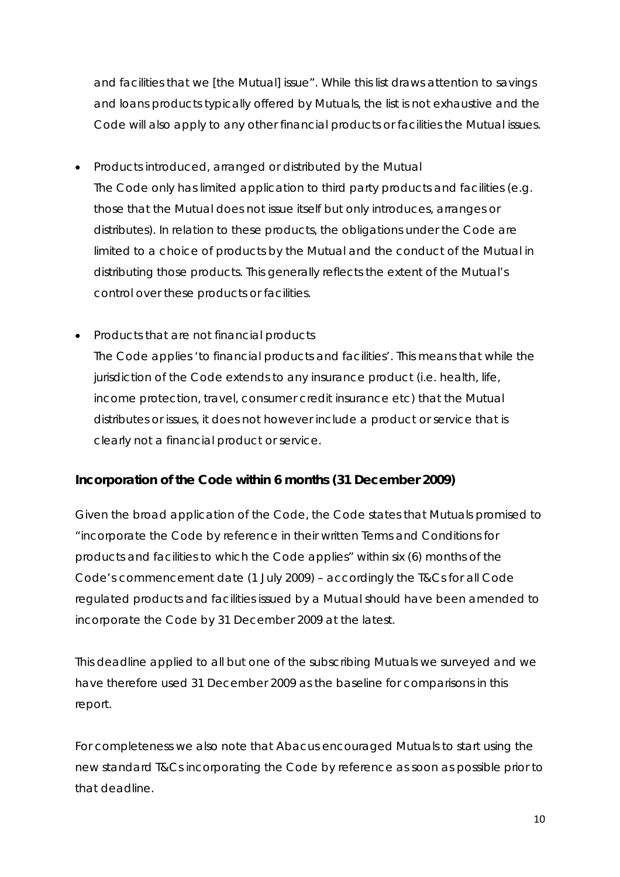and facilities that we [the Mutual] issue". While this list draws attention to savings and loans products typically offered by Mutuals, the list is not exhaustive and the Code will also apply to any other financial products or facilities the Mutual issues.

- Products introduced, arranged or distributed by the Mutual
  The Code only has limited application to third party products and facilities (e.g. those that the Mutual does not issue itself but only introduces, arranges or distributes). In relation to these products, the obligations under the Code are limited to a choice of products by the Mutual and the conduct of the Mutual in distributing those products. This generally reflects the extent of the Mutual's control over these products or facilities.

- Products that are not financial products
  The Code applies 'to financial products and facilities'. This means that while the jurisdiction of the Code extends to any insurance product (i.e. health, life, income protection, travel, consumer credit insurance etc) that the Mutual distributes or issues, it does not however include a product or service that is clearly not a financial product or service.

**Incorporation of the Code within 6 months (31 December 2009)**

Given the broad application of the Code, the Code states that Mutuals promised to "incorporate the Code by reference in their written Terms and Conditions for products and facilities to which the Code applies" within six (6) months of the Code's commencement date (1 July 2009) – accordingly the T&Cs for all Code regulated products and facilities issued by a Mutual should have been amended to incorporate the Code by 31 December 2009 at the latest.

This deadline applied to all but one of the subscribing Mutuals we surveyed and we have therefore used 31 December 2009 as the baseline for comparisons in this report.

For completeness we also note that Abacus encouraged Mutuals to start using the new standard T&Cs incorporating the Code by reference as soon as possible prior to that deadline.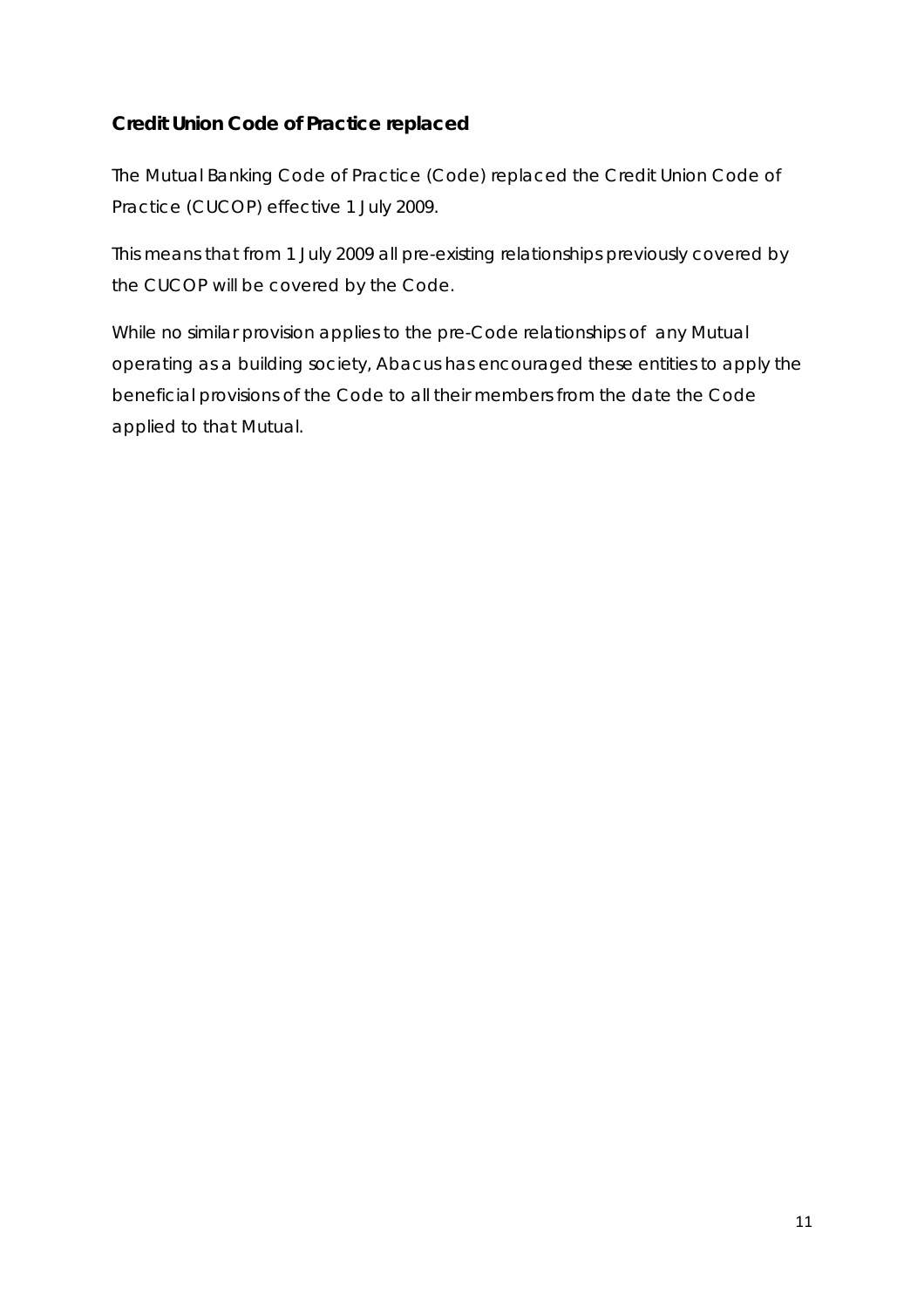## Credit Union Code of Practice replaced

The Mutual Banking Code of Practice (Code) replaced the Credit Union Code of Practice (CUCOP) effective 1 July 2009.

This means that from 1 July 2009 all pre-existing relationships previously covered by the CUCOP will be covered by the Code.

While no similar provision applies to the pre-Code relationships of any Mutual operating as a building society, Abacus has encouraged these entities to apply the beneficial provisions of the Code to all their members from the date the Code applied to that Mutual.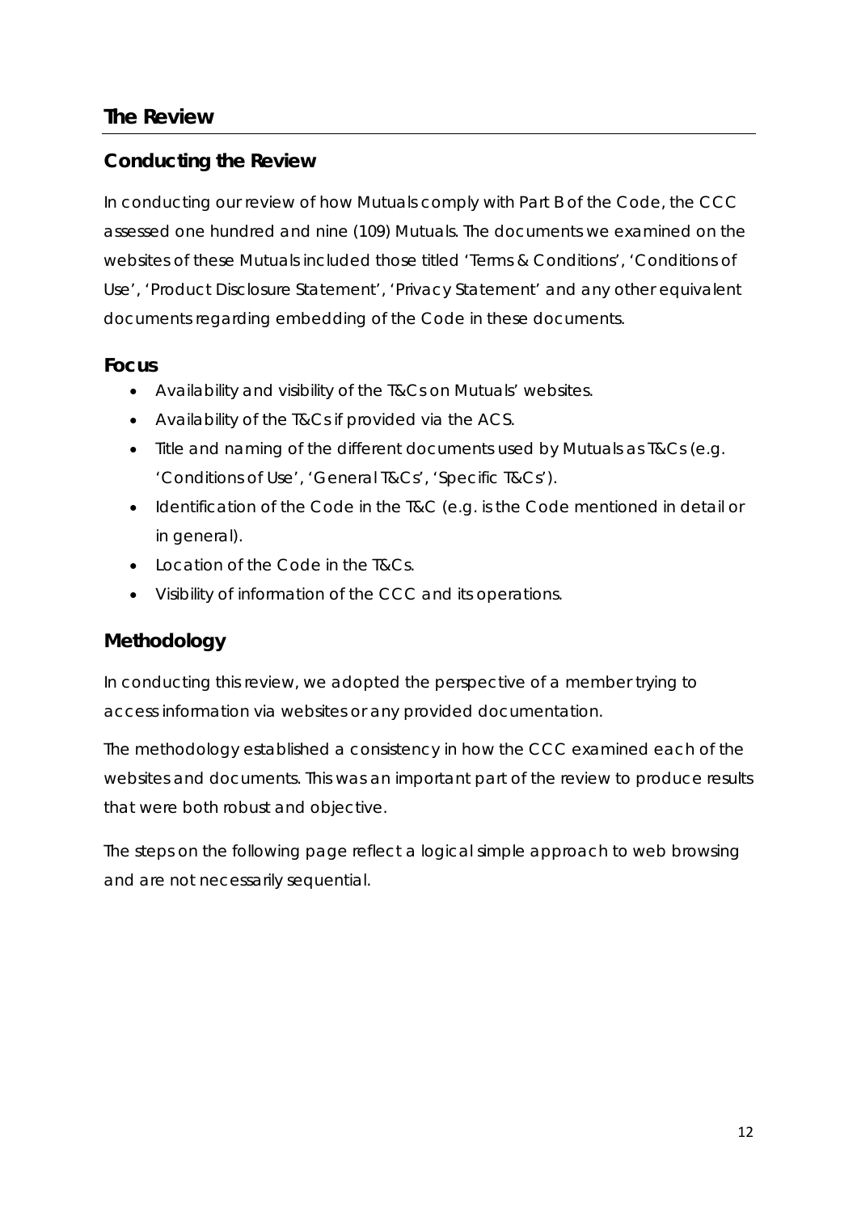## The Review

### Conducting the Review

In conducting our review of how Mutuals comply with Part B of the Code, the CCC assessed one hundred and nine (109) Mutuals. The documents we examined on the websites of these Mutuals included those titled 'Terms & Conditions', 'Conditions of Use', 'Product Disclosure Statement', 'Privacy Statement' and any other equivalent documents regarding embedding of the Code in these documents.

### Focus

- Availability and visibility of the T&Cs on Mutuals' websites.
- Availability of the T&Cs if provided via the ACS.
- Title and naming of the different documents used by Mutuals as T&Cs (e.g. 'Conditions of Use', 'General T&Cs', 'Specific T&Cs').
- Identification of the Code in the T&C (e.g. is the Code mentioned in detail or in general).
- Location of the Code in the T&Cs.
- Visibility of information of the CCC and its operations.

### Methodology

In conducting this review, we adopted the perspective of a member trying to access information via websites or any provided documentation.

The methodology established a consistency in how the CCC examined each of the websites and documents. This was an important part of the review to produce results that were both robust and objective.

The steps on the following page reflect a logical simple approach to web browsing and are not necessarily sequential.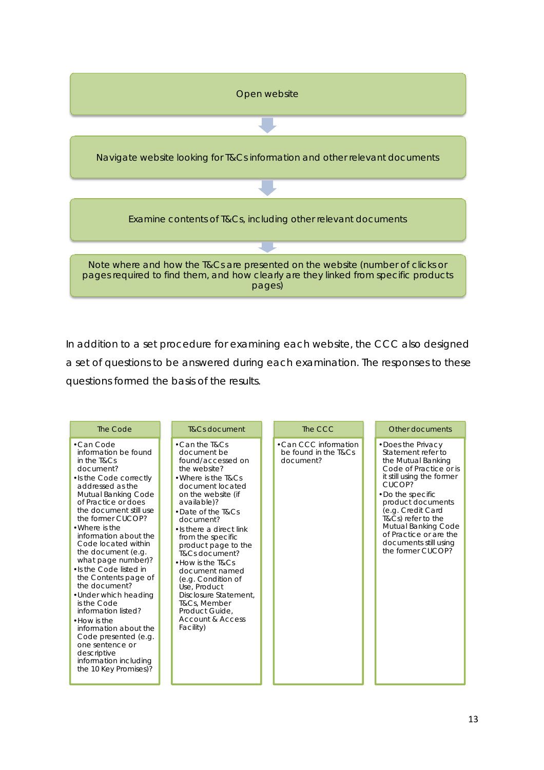Open website

↓

Navigate website looking for T&Cs information and other relevant documents

↓

Examine contents of T&Cs, including other relevant documents

↓

Note where and how the T&Cs are presented on the website (number of clicks or pages required to find them, and how clearly are they linked from specific products pages)

In addition to a set procedure for examining each website, the CCC also designed a set of questions to be answered during each examination. The responses to these questions formed the basis of the results.

| The Code | T&Cs document | The CCC | Other documents |
|---|---|---|---|
| • Can Code information be found in the T&Cs document?<br>• Is the Code correctly addressed as the Mutual Banking Code of Practice or does the document still use the former CUCOP?<br>• Where is the information about the Code located within the document (e.g. what page number)?<br>• Is the Code listed in the Contents page of the document?<br>• Under which heading is the Code information listed?<br>• How is the information about the Code presented (e.g. one sentence or descriptive information including the 10 Key Promises)? | • Can the T&Cs document be found/accessed on the website?<br>• Where is the T&Cs document located on the website (if available)?<br>• Date of the T&Cs document?<br>• Is there a direct link from the specific product page to the T&Cs document?<br>• How is the T&Cs document named (e.g. Condition of Use, Product Disclosure Statement, T&Cs, Member Product Guide, Account & Access Facility) | • Can CCC information be found in the T&Cs document? | • Does the Privacy Statement refer to the Mutual Banking Code of Practice or is it still using the former CUCOP?<br>• Do the specific product documents (e.g. Credit Card T&Cs) refer to the Mutual Banking Code of Practice or are the documents still using the former CUCOP? |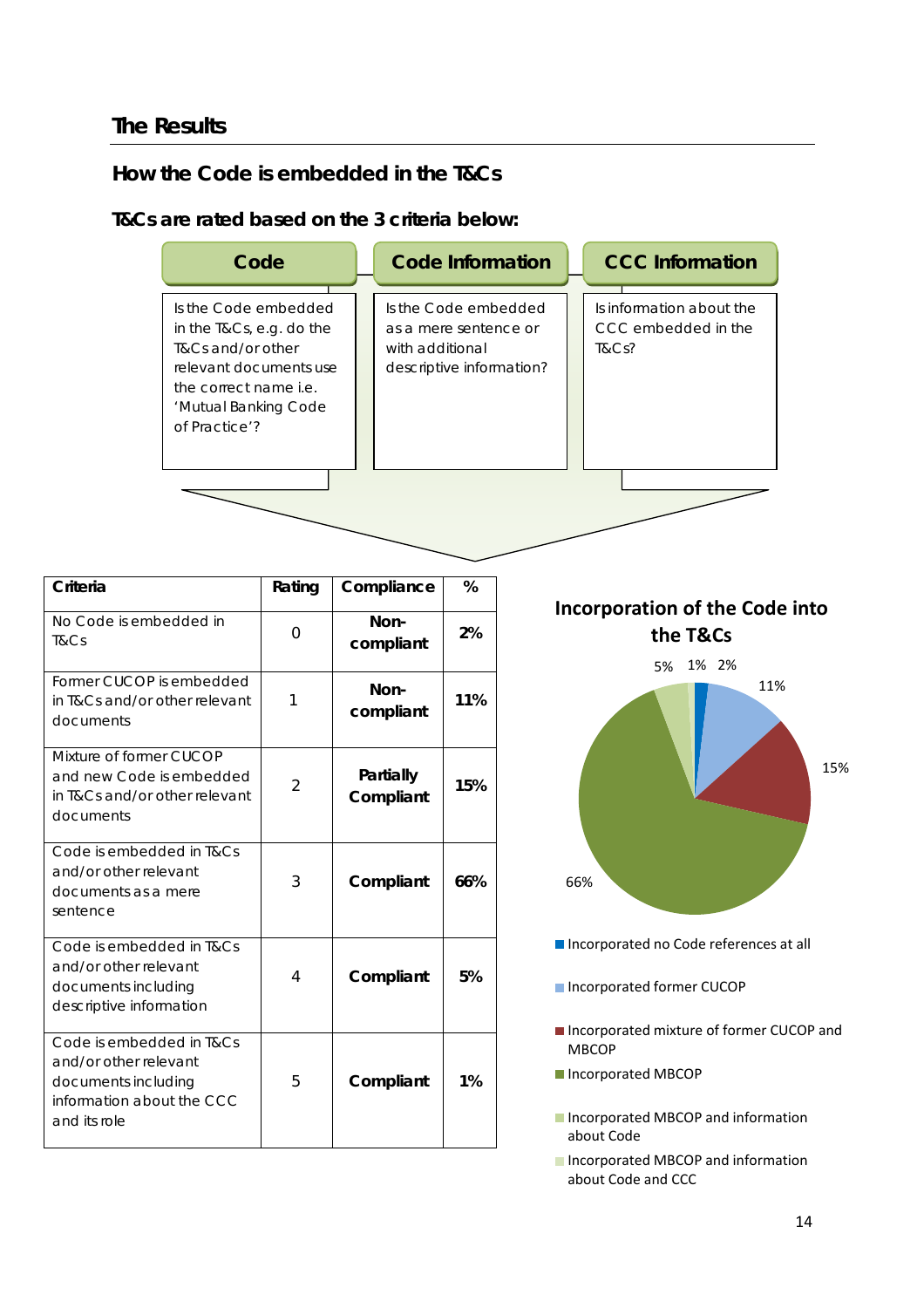## The Results

### How the Code is embedded in the T&Cs

#### T&Cs are rated based on the 3 criteria below:

**Code**

Is the Code embedded in the T&Cs, e.g. do the T&Cs and/or other relevant documents use the correct name i.e. 'Mutual Banking Code of Practice'?

**Code Information**

Is the Code embedded as a mere sentence or with additional descriptive information?

**CCC Information**

Is information about the CCC embedded in the T&Cs?

| Criteria | Rating | Compliance | % |
|---|---|---|---|
| No Code is embedded in T&Cs | 0 | **Non-compliant** | **2%** |
| Former CUCOP is embedded in T&Cs and/or other relevant documents | 1 | **Non-compliant** | **11%** |
| Mixture of former CUCOP and new Code is embedded in T&Cs and/or other relevant documents | 2 | **Partially Compliant** | **15%** |
| Code is embedded in T&Cs and/or other relevant documents as a mere sentence | 3 | **Compliant** | **66%** |
| Code is embedded in T&Cs and/or other relevant documents including descriptive information | 4 | **Compliant** | **5%** |
| Code is embedded in T&Cs and/or other relevant documents including information about the CCC and its role | 5 | **Compliant** | **1%** |

**Incorporation of the Code into the T&Cs**

- Incorporated no Code references at all: 2%
- Incorporated former CUCOP: 11%
- Incorporated mixture of former CUCOP and MBCOP: 15%
- Incorporated MBCOP: 66%
- Incorporated MBCOP and information about Code: 5%
- Incorporated MBCOP and information about Code and CCC: 1%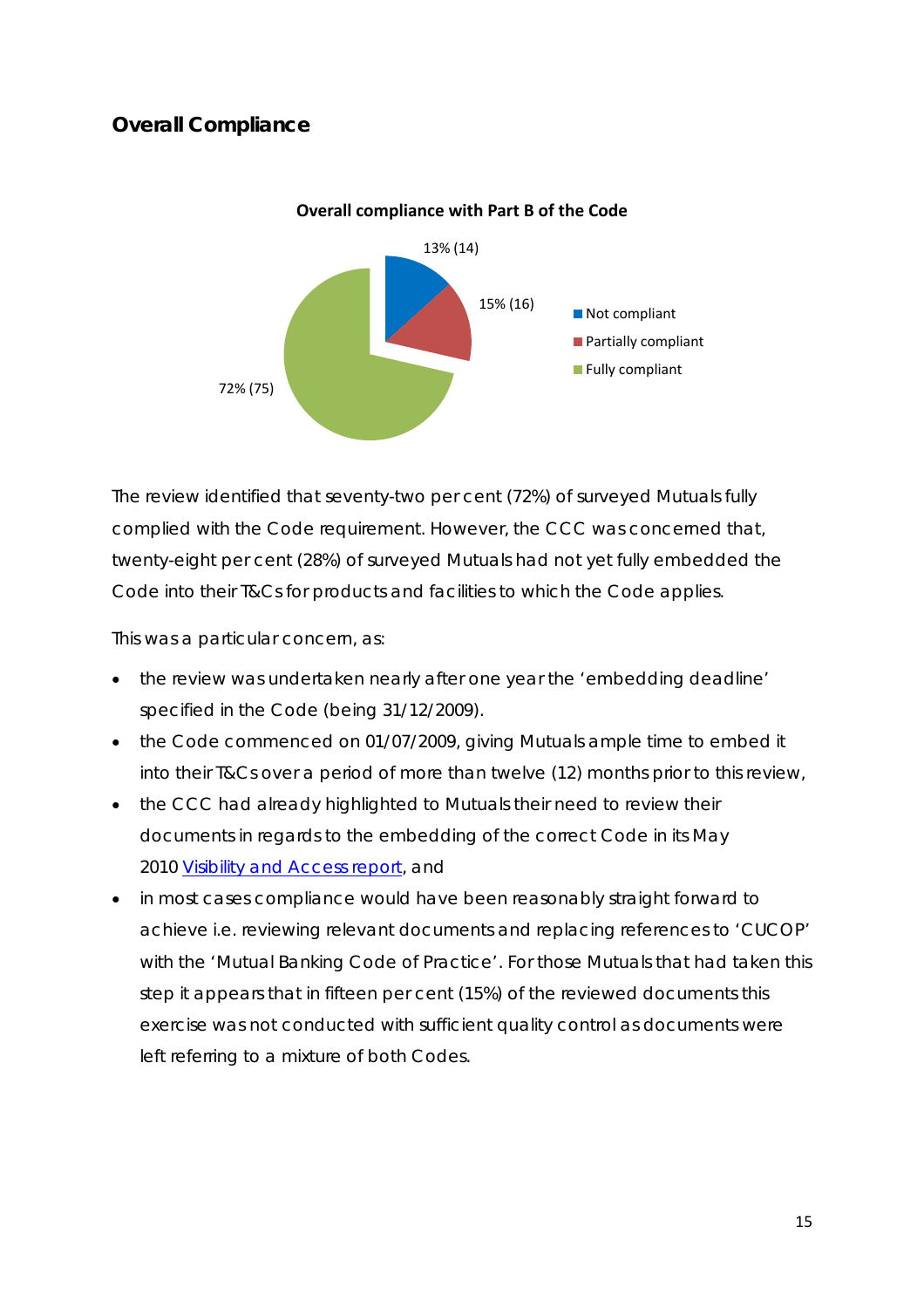## Overall Compliance

**Overall compliance with Part B of the Code**

- Not compliant: 13% (14)
- Partially compliant: 15% (16)
- Fully compliant: 72% (75)

The review identified that seventy-two per cent (72%) of surveyed Mutuals fully complied with the Code requirement. However, the CCC was concerned that, twenty-eight per cent (28%) of surveyed Mutuals had not yet fully embedded the Code into their T&Cs for products and facilities to which the Code applies.

This was a particular concern, as:

- the review was undertaken nearly after one year the 'embedding deadline' specified in the Code (being 31/12/2009).
- the Code commenced on 01/07/2009, giving Mutuals ample time to embed it into their T&Cs over a period of more than twelve (12) months prior to this review,
- the CCC had already highlighted to Mutuals their need to review their documents in regards to the embedding of the correct Code in its May 2010 Visibility and Access report, and
- in most cases compliance would have been reasonably straight forward to achieve i.e. reviewing relevant documents and replacing references to 'CUCOP' with the 'Mutual Banking Code of Practice'. For those Mutuals that had taken this step it appears that in fifteen per cent (15%) of the reviewed documents this exercise was not conducted with sufficient quality control as documents were left referring to a mixture of both Codes.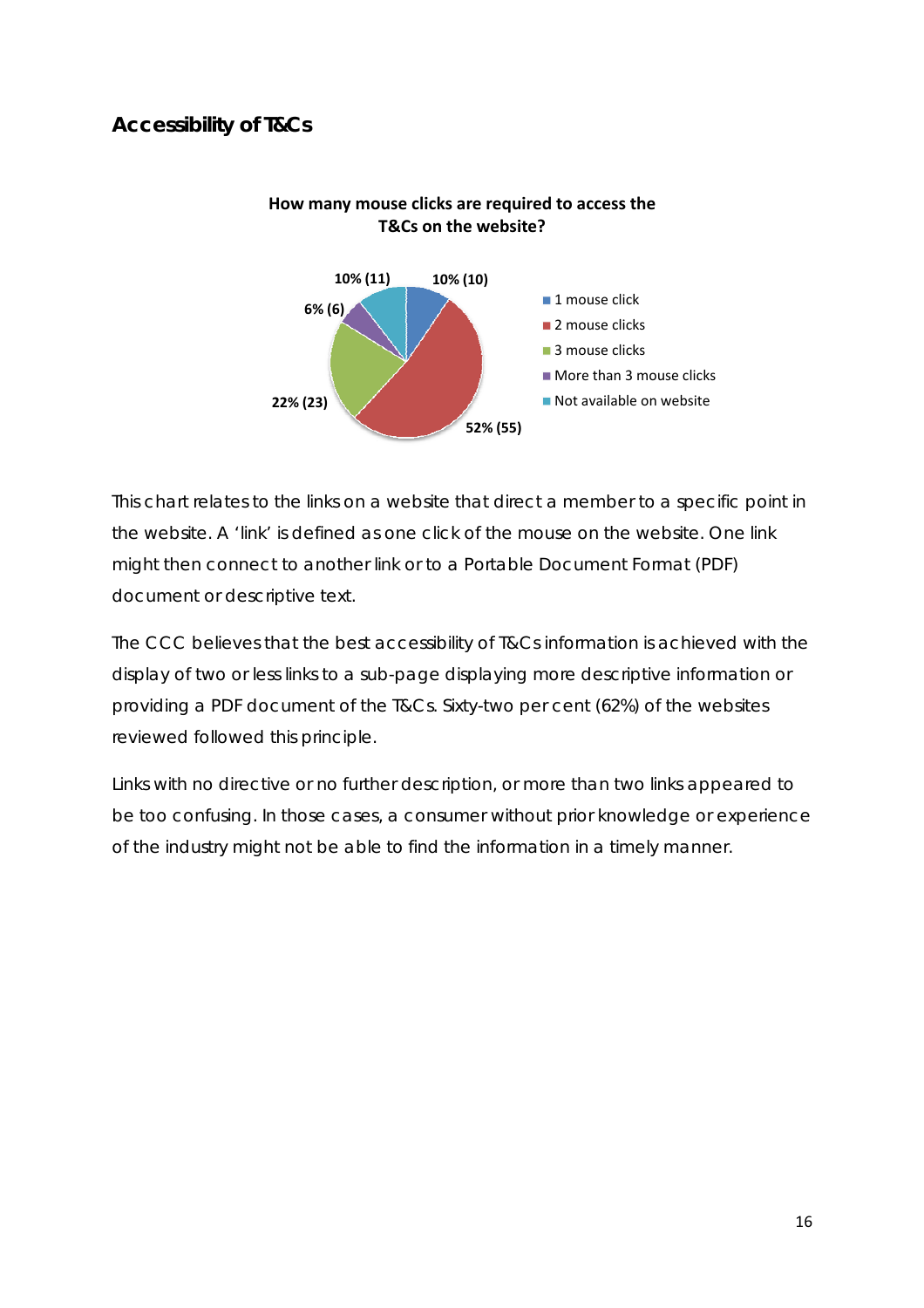## Accessibility of T&Cs

**How many mouse clicks are required to access the T&Cs on the website?**

| Category | Percentage (Count) |
|---|---|
| 1 mouse click | 10% (10) |
| 2 mouse clicks | 52% (55) |
| 3 mouse clicks | 22% (23) |
| More than 3 mouse clicks | 6% (6) |
| Not available on website | 10% (11) |

This chart relates to the links on a website that direct a member to a specific point in the website. A 'link' is defined as one click of the mouse on the website. One link might then connect to another link or to a Portable Document Format (PDF) document or descriptive text.

The CCC believes that the best accessibility of T&Cs information is achieved with the display of two or less links to a sub-page displaying more descriptive information or providing a PDF document of the T&Cs. Sixty-two per cent (62%) of the websites reviewed followed this principle.

Links with no directive or no further description, or more than two links appeared to be too confusing. In those cases, a consumer without prior knowledge or experience of the industry might not be able to find the information in a timely manner.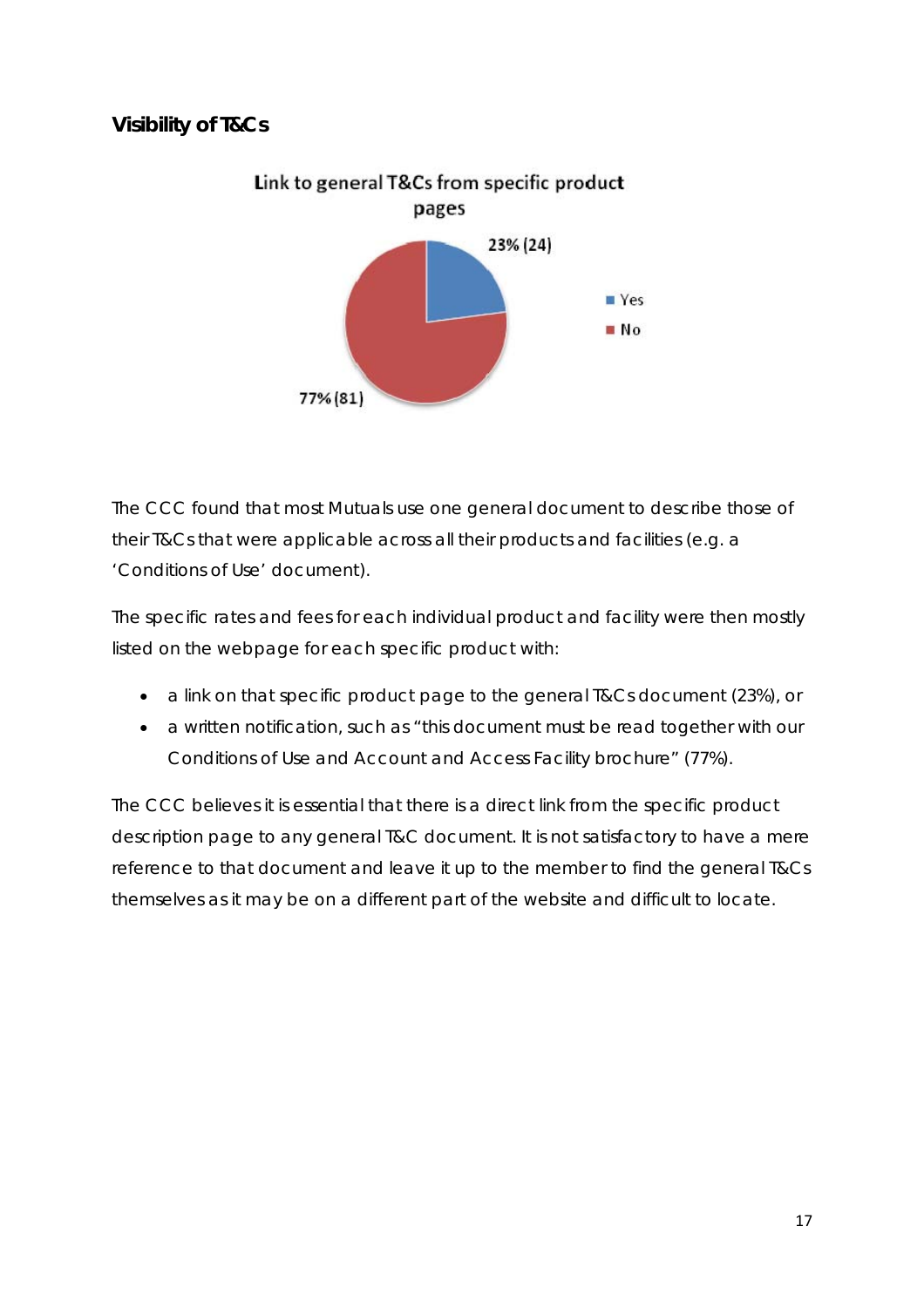## Visibility of T&Cs

The CCC found that most Mutuals use one general document to describe those of their T&Cs that were applicable across all their products and facilities (e.g. a 'Conditions of Use' document).

The specific rates and fees for each individual product and facility were then mostly listed on the webpage for each specific product with:

- a link on that specific product page to the general T&Cs document (23%), or
- a written notification, such as "this document must be read together with our Conditions of Use and Account and Access Facility brochure" (77%).

The CCC believes it is essential that there is a direct link from the specific product description page to any general T&C document. It is not satisfactory to have a mere reference to that document and leave it up to the member to find the general T&Cs themselves as it may be on a different part of the website and difficult to locate.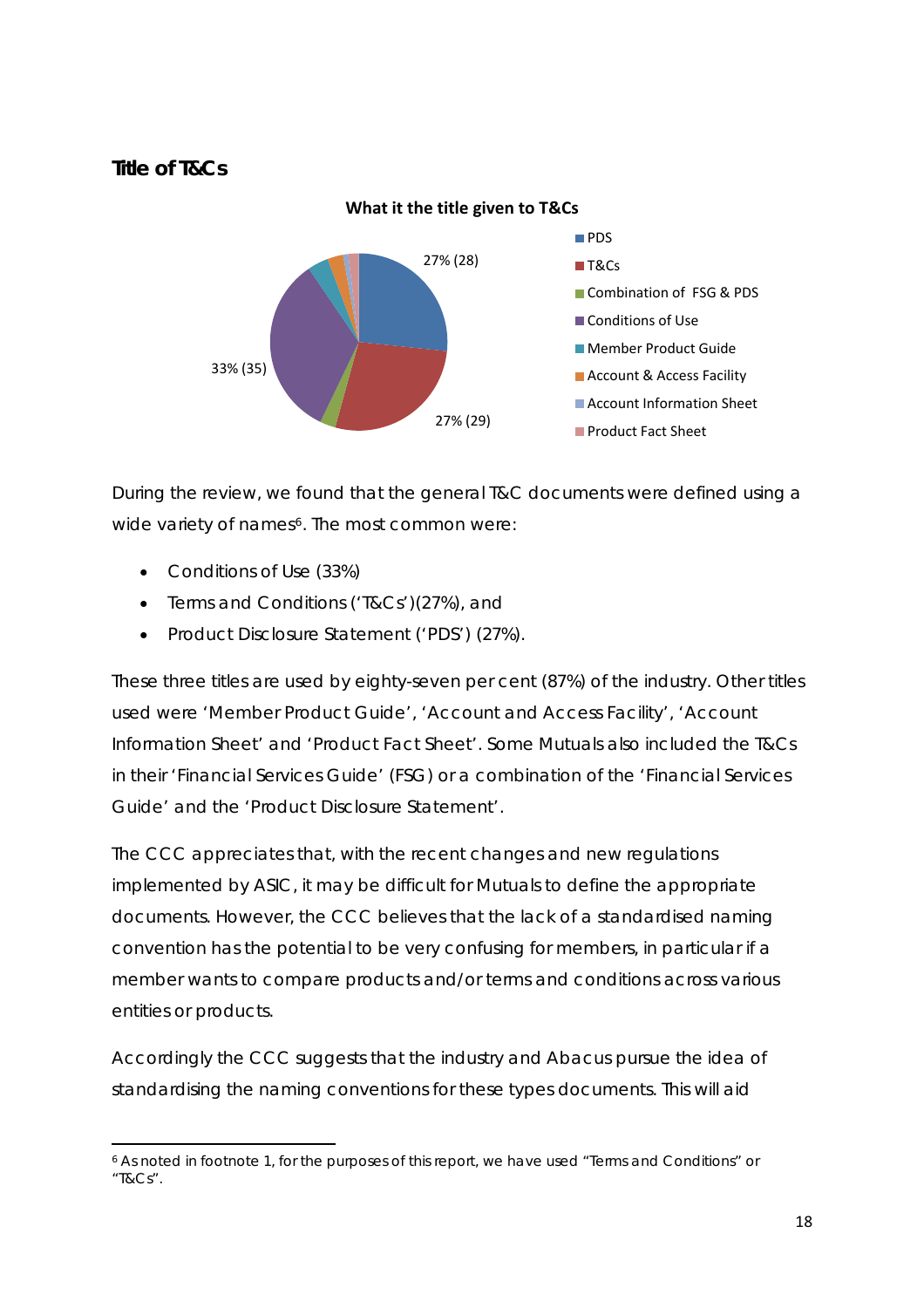## Title of T&Cs

**What it the title given to T&Cs**

- PDS — 27% (28)
- T&Cs — 27% (29)
- Combination of FSG & PDS
- Conditions of Use — 33% (35)
- Member Product Guide
- Account & Access Facility
- Account Information Sheet
- Product Fact Sheet

During the review, we found that the general T&C documents were defined using a wide variety of names[6]. The most common were:

- Conditions of Use (33%)
- Terms and Conditions ('T&Cs')(27%), and
- Product Disclosure Statement ('PDS') (27%).

These three titles are used by eighty-seven per cent (87%) of the industry. Other titles used were 'Member Product Guide', 'Account and Access Facility', 'Account Information Sheet' and 'Product Fact Sheet'. Some Mutuals also included the T&Cs in their 'Financial Services Guide' (FSG) or a combination of the 'Financial Services Guide' and the 'Product Disclosure Statement'.

The CCC appreciates that, with the recent changes and new regulations implemented by ASIC, it may be difficult for Mutuals to define the appropriate documents. However, the CCC believes that the lack of a standardised naming convention has the potential to be very confusing for members, in particular if a member wants to compare products and/or terms and conditions across various entities or products.

Accordingly the CCC suggests that the industry and Abacus pursue the idea of standardising the naming conventions for these types documents. This will aid

---

[6] As noted in footnote 1, for the purposes of this report, we have used "Terms and Conditions" or "T&Cs".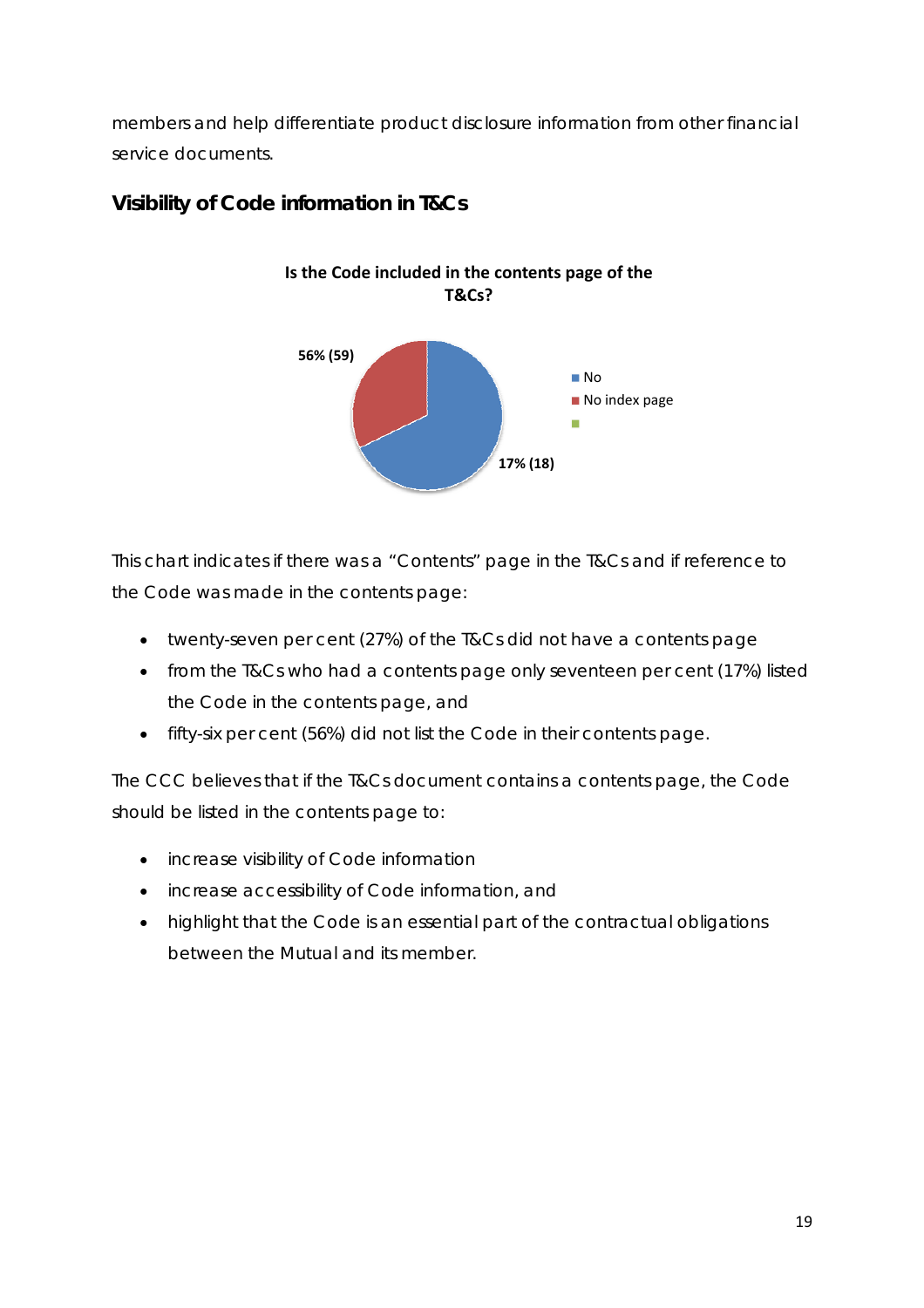members and help differentiate product disclosure information from other financial service documents.

## Visibility of Code information in T&Cs

**Is the Code included in the contents page of the T&Cs?**

56% (59)

17% (18)

- No
- No index page

This chart indicates if there was a "Contents" page in the T&Cs and if reference to the Code was made in the contents page:

- twenty-seven per cent (27%) of the T&Cs did not have a contents page
- from the T&Cs who had a contents page only seventeen per cent (17%) listed the Code in the contents page, and
- fifty-six per cent (56%) did not list the Code in their contents page.

The CCC believes that if the T&Cs document contains a contents page, the Code should be listed in the contents page to:

- increase visibility of Code information
- increase accessibility of Code information, and
- highlight that the Code is an essential part of the contractual obligations between the Mutual and its member.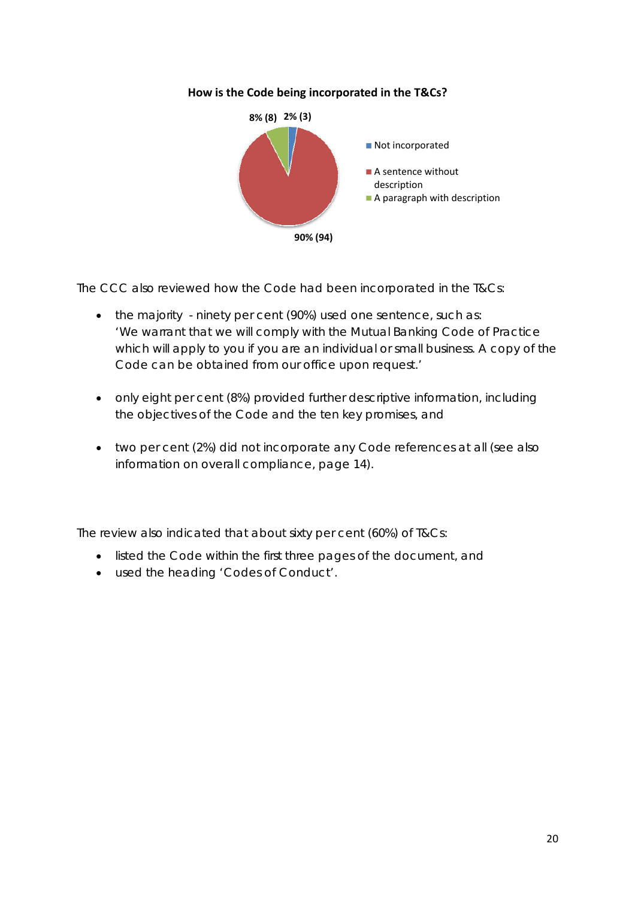**How is the Code being incorporated in the T&Cs?**

8% (8) 2% (3)

90% (94)

- Not incorporated
- A sentence without description
- A paragraph with description

The CCC also reviewed how the Code had been incorporated in the T&Cs:

- the majority - ninety per cent (90%) used one sentence, such as: 'We warrant that we will comply with the Mutual Banking Code of Practice which will apply to you if you are an individual or small business. A copy of the Code can be obtained from our office upon request.'
- only eight per cent (8%) provided further descriptive information, including the objectives of the Code and the ten key promises, and
- two per cent (2%) did not incorporate any Code references at all (see also information on overall compliance, page 14).

The review also indicated that about sixty per cent (60%) of T&Cs:

- listed the Code within the first three pages of the document, and
- used the heading 'Codes of Conduct'.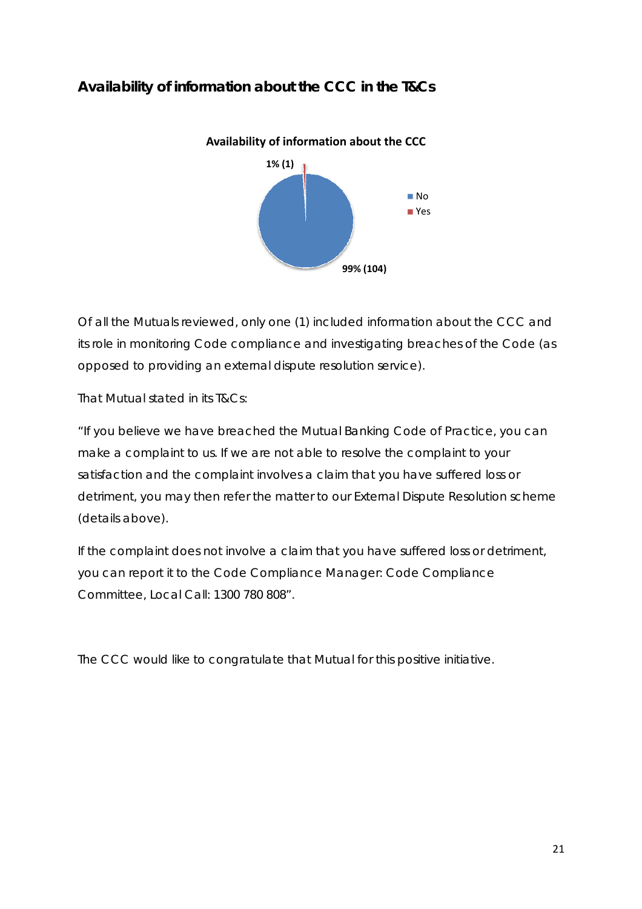## Availability of information about the CCC in the T&Cs

Availability of information about the CCC

1% (1)

99% (104)

No

Yes

Of all the Mutuals reviewed, only one (1) included information about the CCC and its role in monitoring Code compliance and investigating breaches of the Code (as opposed to providing an external dispute resolution service).

That Mutual stated in its T&Cs:

"If you believe we have breached the Mutual Banking Code of Practice, you can make a complaint to us. If we are not able to resolve the complaint to your satisfaction and the complaint involves a claim that you have suffered loss or detriment, you may then refer the matter to our External Dispute Resolution scheme (details above).

If the complaint does not involve a claim that you have suffered loss or detriment, you can report it to the Code Compliance Manager: Code Compliance Committee, Local Call: 1300 780 808".

The CCC would like to congratulate that Mutual for this positive initiative.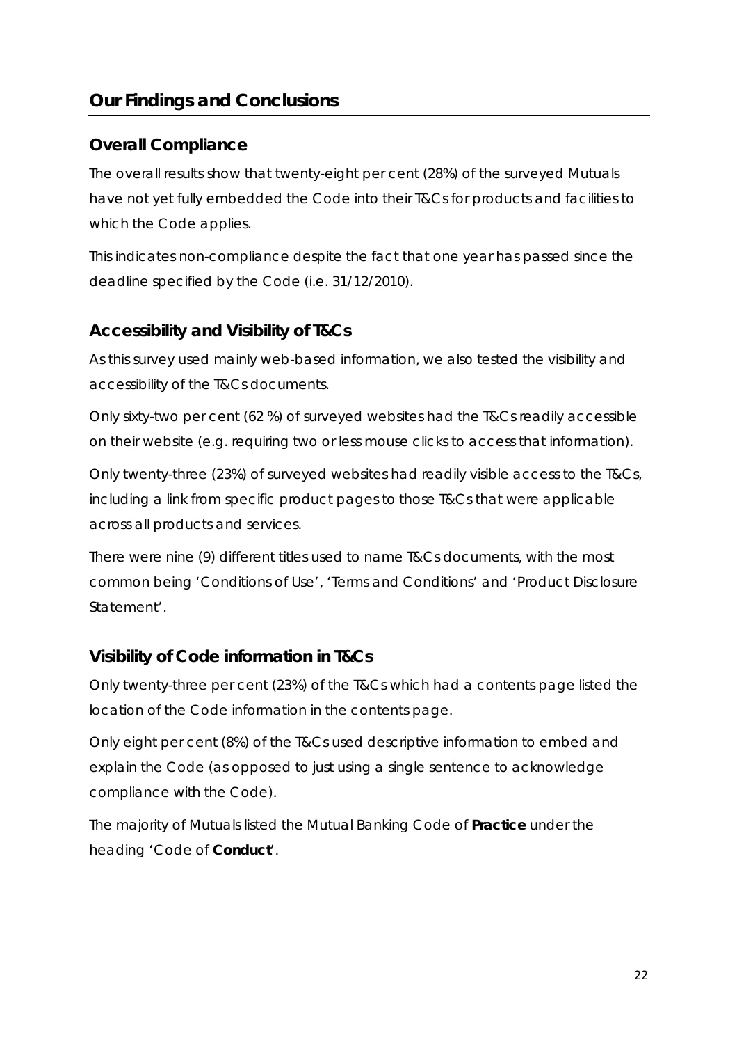## Our Findings and Conclusions

### Overall Compliance

The overall results show that twenty-eight per cent (28%) of the surveyed Mutuals have not yet fully embedded the Code into their T&Cs for products and facilities to which the Code applies.

This indicates non-compliance despite the fact that one year has passed since the deadline specified by the Code (i.e. 31/12/2010).

### Accessibility and Visibility of T&Cs

As this survey used mainly web-based information, we also tested the visibility and accessibility of the T&Cs documents.

Only sixty-two per cent (62 %) of surveyed websites had the T&Cs readily accessible on their website (e.g. requiring two or less mouse clicks to access that information).

Only twenty-three (23%) of surveyed websites had readily visible access to the T&Cs, including a link from specific product pages to those T&Cs that were applicable across all products and services.

There were nine (9) different titles used to name T&Cs documents, with the most common being 'Conditions of Use', 'Terms and Conditions' and 'Product Disclosure Statement'.

### Visibility of Code information in T&Cs

Only twenty-three per cent (23%) of the T&Cs which had a contents page listed the location of the Code information in the contents page.

Only eight per cent (8%) of the T&Cs used descriptive information to embed and explain the Code (as opposed to just using a single sentence to acknowledge compliance with the Code).

The majority of Mutuals listed the Mutual Banking Code of **Practice** under the heading 'Code of **Conduct**'.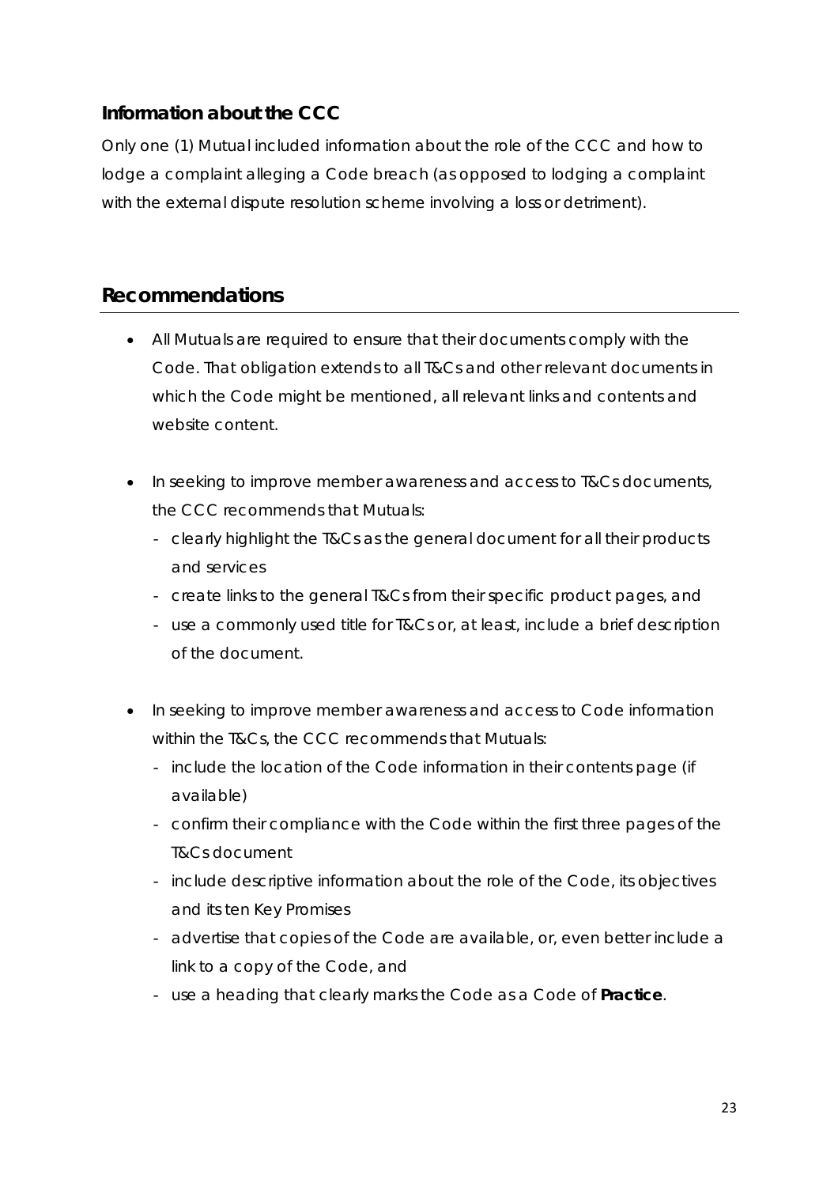### Information about the CCC

Only one (1) Mutual included information about the role of the CCC and how to lodge a complaint alleging a Code breach (as opposed to lodging a complaint with the external dispute resolution scheme involving a loss or detriment).

## Recommendations

- All Mutuals are required to ensure that their documents comply with the Code. That obligation extends to all T&Cs and other relevant documents in which the Code might be mentioned, all relevant links and contents and website content.

- In seeking to improve member awareness and access to T&Cs documents, the CCC recommends that Mutuals:
  - clearly highlight the T&Cs as the general document for all their products and services
  - create links to the general T&Cs from their specific product pages, and
  - use a commonly used title for T&Cs or, at least, include a brief description of the document.

- In seeking to improve member awareness and access to Code information within the T&Cs, the CCC recommends that Mutuals:
  - include the location of the Code information in their contents page (if available)
  - confirm their compliance with the Code within the first three pages of the T&Cs document
  - include descriptive information about the role of the Code, its objectives and its ten Key Promises
  - advertise that copies of the Code are available, or, even better include a link to a copy of the Code, and
  - use a heading that clearly marks the Code as a Code of **Practice**.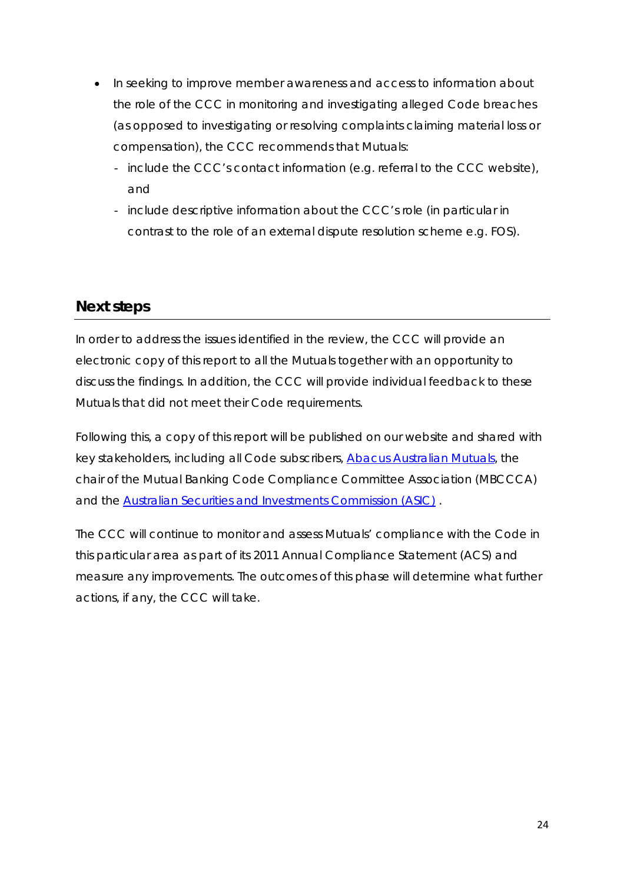- In seeking to improve member awareness and access to information about the role of the CCC in monitoring and investigating alleged Code breaches (as opposed to investigating or resolving complaints claiming material loss or compensation), the CCC recommends that Mutuals:
  - include the CCC's contact information (e.g. referral to the CCC website), and
  - include descriptive information about the CCC's role (in particular in contrast to the role of an external dispute resolution scheme e.g. FOS).

## Next steps

In order to address the issues identified in the review, the CCC will provide an electronic copy of this report to all the Mutuals together with an opportunity to discuss the findings. In addition, the CCC will provide individual feedback to these Mutuals that did not meet their Code requirements.

Following this, a copy of this report will be published on our website and shared with key stakeholders, including all Code subscribers, Abacus Australian Mutuals, the chair of the Mutual Banking Code Compliance Committee Association (MBCCCA) and the Australian Securities and Investments Commission (ASIC) .

The CCC will continue to monitor and assess Mutuals' compliance with the Code in this particular area as part of its 2011 Annual Compliance Statement (ACS) and measure any improvements. The outcomes of this phase will determine what further actions, if any, the CCC will take.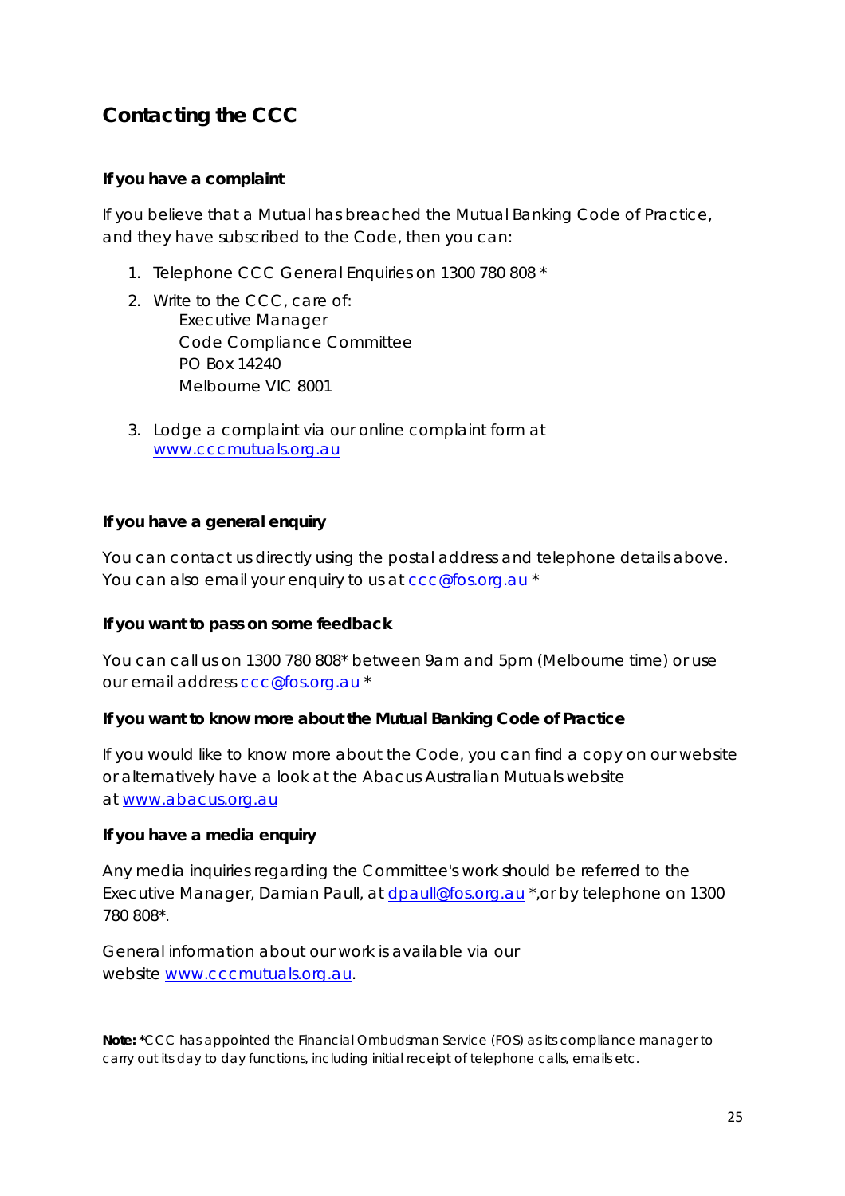## Contacting the CCC

**If you have a complaint**

If you believe that a Mutual has breached the Mutual Banking Code of Practice, and they have subscribed to the Code, then you can:

1. Telephone CCC General Enquiries on 1300 780 808 *
2. Write to the CCC, care of:
   Executive Manager
   Code Compliance Committee
   PO Box 14240
   Melbourne VIC 8001
3. Lodge a complaint via our online complaint form at www.cccmutuals.org.au

**If you have a general enquiry**

You can contact us directly using the postal address and telephone details above. You can also email your enquiry to us at ccc@fos.org.au *

**If you want to pass on some feedback**

You can call us on 1300 780 808* between 9am and 5pm (Melbourne time) or use our email address ccc@fos.org.au *

**If you want to know more about the Mutual Banking Code of Practice**

If you would like to know more about the Code, you can find a copy on our website or alternatively have a look at the Abacus Australian Mutuals website at www.abacus.org.au

**If you have a media enquiry**

Any media inquiries regarding the Committee's work should be referred to the Executive Manager, Damian Paull, at dpaull@fos.org.au *,or by telephone on 1300 780 808*.

General information about our work is available via our website www.cccmutuals.org.au.

**Note: ***CCC has appointed the Financial Ombudsman Service (FOS) as its compliance manager to carry out its day to day functions, including initial receipt of telephone calls, emails etc.